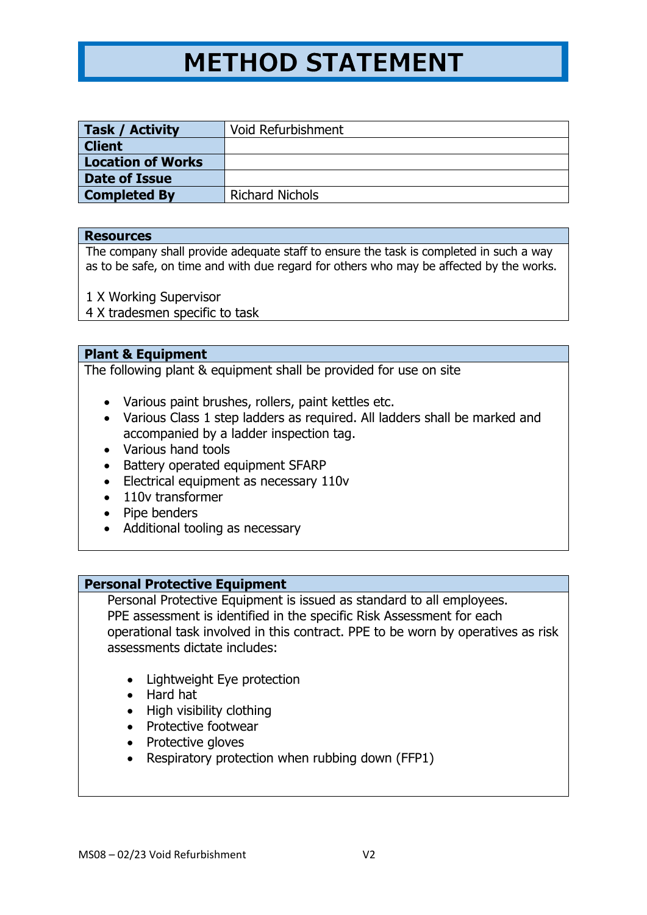# METHOD STATEMENT

| Task / Activity | Void Refurbishment |
|---|---|
| Client | |
| Location of Works | |
| Date of Issue | |
| Completed By | Richard Nichols |

## Resources

The company shall provide adequate staff to ensure the task is completed in such a way as to be safe, on time and with due regard for others who may be affected by the works.

1 X Working Supervisor
4 X tradesmen specific to task

## Plant & Equipment

The following plant & equipment shall be provided for use on site

- Various paint brushes, rollers, paint kettles etc.
- Various Class 1 step ladders as required. All ladders shall be marked and accompanied by a ladder inspection tag.
- Various hand tools
- Battery operated equipment SFARP
- Electrical equipment as necessary 110v
- 110v transformer
- Pipe benders
- Additional tooling as necessary

## Personal Protective Equipment

Personal Protective Equipment is issued as standard to all employees. PPE assessment is identified in the specific Risk Assessment for each operational task involved in this contract. PPE to be worn by operatives as risk assessments dictate includes:

- Lightweight Eye protection
- Hard hat
- High visibility clothing
- Protective footwear
- Protective gloves
- Respiratory protection when rubbing down (FFP1)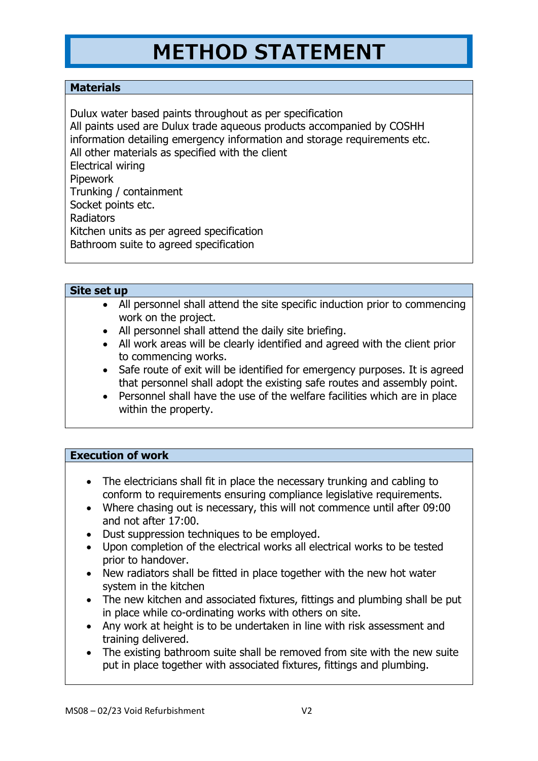# METHOD STATEMENT

## Materials

Dulux water based paints throughout as per specification
All paints used are Dulux trade aqueous products accompanied by COSHH information detailing emergency information and storage requirements etc.
All other materials as specified with the client
Electrical wiring
Pipework
Trunking / containment
Socket points etc.
Radiators
Kitchen units as per agreed specification
Bathroom suite to agreed specification

## Site set up

- All personnel shall attend the site specific induction prior to commencing work on the project.
- All personnel shall attend the daily site briefing.
- All work areas will be clearly identified and agreed with the client prior to commencing works.
- Safe route of exit will be identified for emergency purposes. It is agreed that personnel shall adopt the existing safe routes and assembly point.
- Personnel shall have the use of the welfare facilities which are in place within the property.

## Execution of work

- The electricians shall fit in place the necessary trunking and cabling to conform to requirements ensuring compliance legislative requirements.
- Where chasing out is necessary, this will not commence until after 09:00 and not after 17:00.
- Dust suppression techniques to be employed.
- Upon completion of the electrical works all electrical works to be tested prior to handover.
- New radiators shall be fitted in place together with the new hot water system in the kitchen
- The new kitchen and associated fixtures, fittings and plumbing shall be put in place while co-ordinating works with others on site.
- Any work at height is to be undertaken in line with risk assessment and training delivered.
- The existing bathroom suite shall be removed from site with the new suite put in place together with associated fixtures, fittings and plumbing.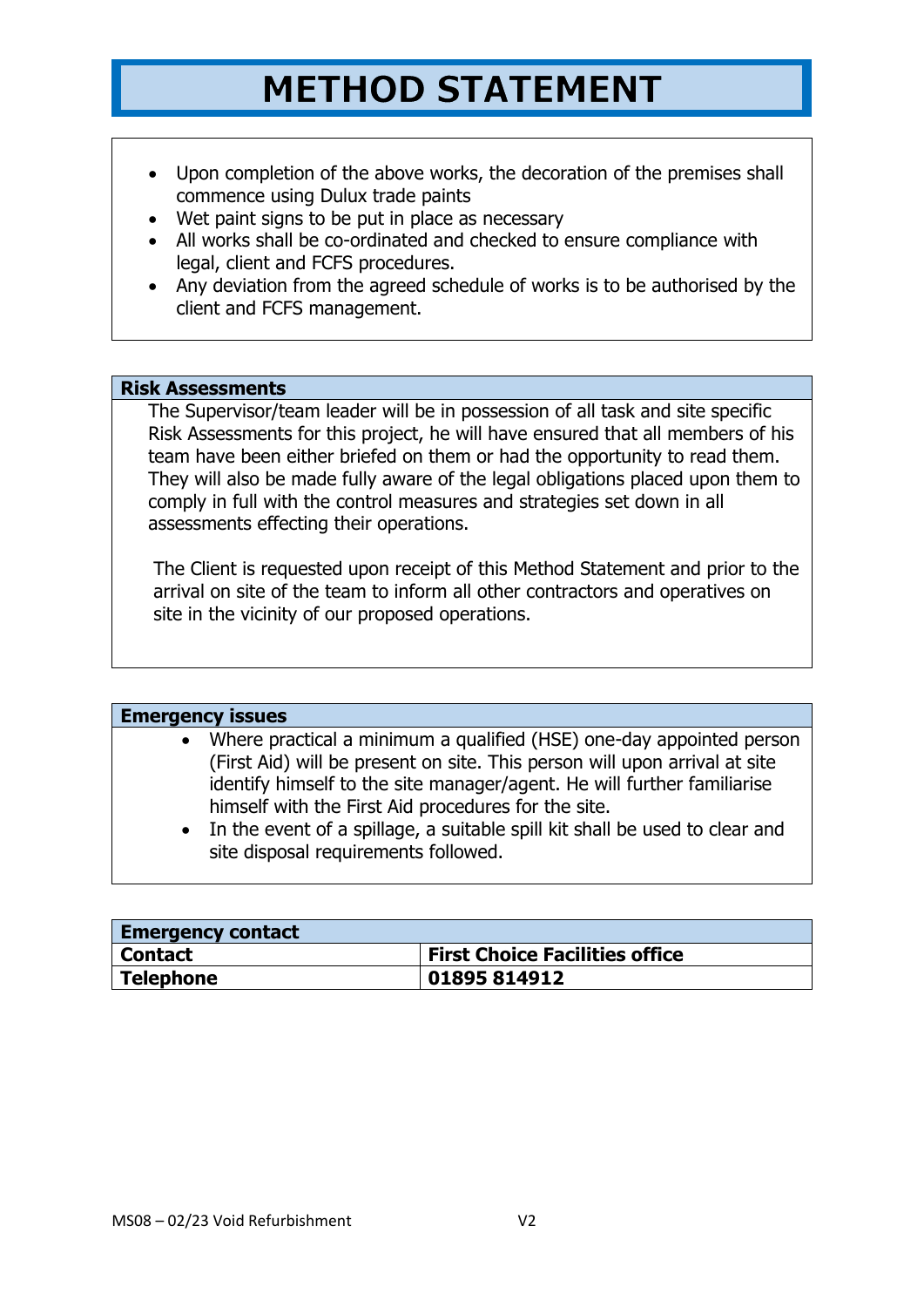# METHOD STATEMENT

- Upon completion of the above works, the decoration of the premises shall commence using Dulux trade paints
- Wet paint signs to be put in place as necessary
- All works shall be co-ordinated and checked to ensure compliance with legal, client and FCFS procedures.
- Any deviation from the agreed schedule of works is to be authorised by the client and FCFS management.

**Risk Assessments**

The Supervisor/team leader will be in possession of all task and site specific Risk Assessments for this project, he will have ensured that all members of his team have been either briefed on them or had the opportunity to read them. They will also be made fully aware of the legal obligations placed upon them to comply in full with the control measures and strategies set down in all assessments effecting their operations.

The Client is requested upon receipt of this Method Statement and prior to the arrival on site of the team to inform all other contractors and operatives on site in the vicinity of our proposed operations.

**Emergency issues**

- Where practical a minimum a qualified (HSE) one-day appointed person (First Aid) will be present on site. This person will upon arrival at site identify himself to the site manager/agent. He will further familiarise himself with the First Aid procedures for the site.
- In the event of a spillage, a suitable spill kit shall be used to clear and site disposal requirements followed.

| **Emergency contact** | |
|---|---|
| **Contact** | **First Choice Facilities office** |
| **Telephone** | **01895 814912** |

MS08 – 02/23 Void Refurbishment V2